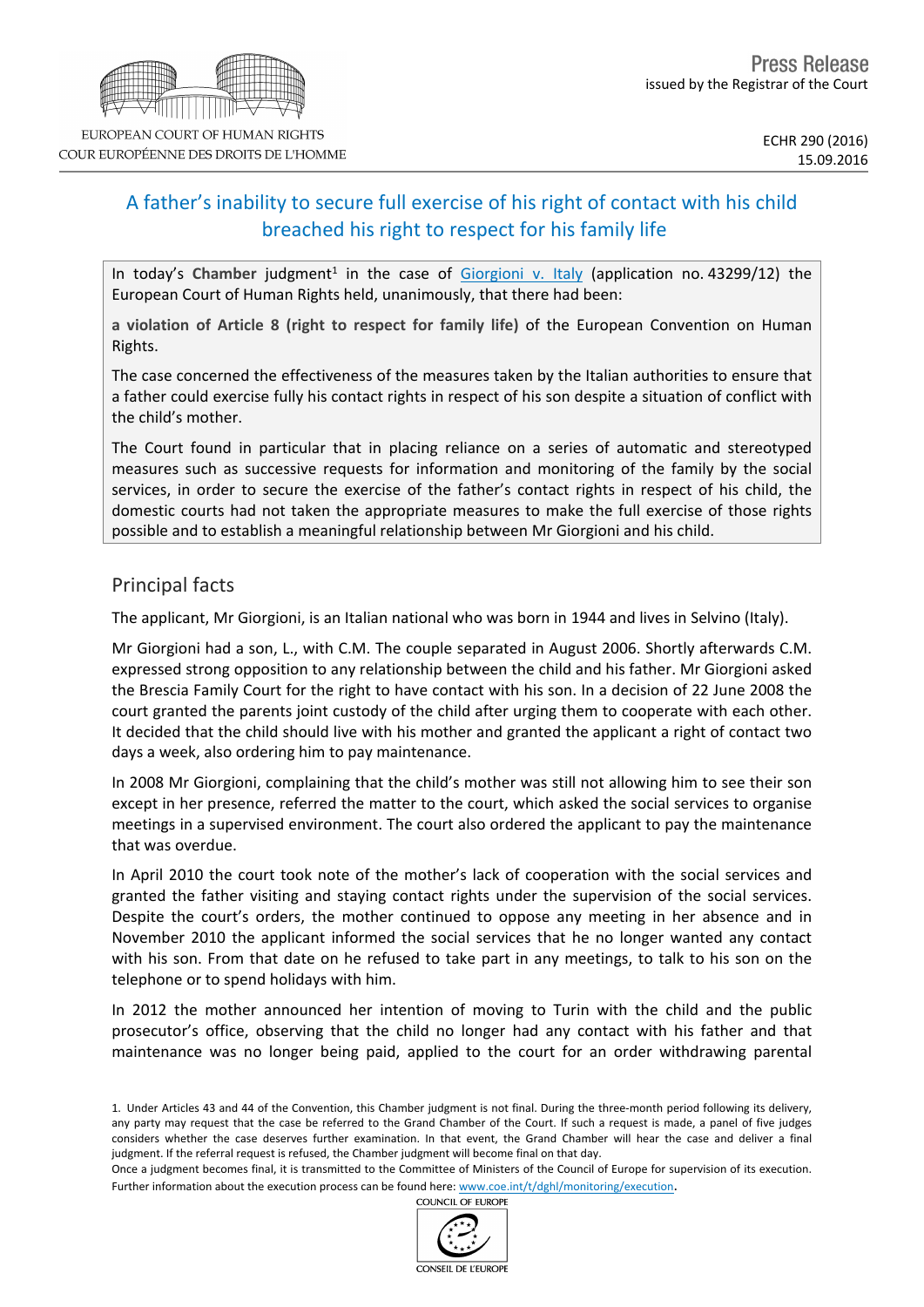Press Release

issued by the Registrar of the Court

ECHR 290 (2016)
15.09.2016

# A father's inability to secure full exercise of his right of contact with his child breached his right to respect for his family life

In today's **Chamber** judgment[1] in the case of Giorgioni v. Italy (application no. 43299/12) the European Court of Human Rights held, unanimously, that there had been:

**a violation of Article 8 (right to respect for family life)** of the European Convention on Human Rights.

The case concerned the effectiveness of the measures taken by the Italian authorities to ensure that a father could exercise fully his contact rights in respect of his son despite a situation of conflict with the child's mother.

The Court found in particular that in placing reliance on a series of automatic and stereotyped measures such as successive requests for information and monitoring of the family by the social services, in order to secure the exercise of the father's contact rights in respect of his child, the domestic courts had not taken the appropriate measures to make the full exercise of those rights possible and to establish a meaningful relationship between Mr Giorgioni and his child.

## Principal facts

The applicant, Mr Giorgioni, is an Italian national who was born in 1944 and lives in Selvino (Italy).

Mr Giorgioni had a son, L., with C.M. The couple separated in August 2006. Shortly afterwards C.M. expressed strong opposition to any relationship between the child and his father. Mr Giorgioni asked the Brescia Family Court for the right to have contact with his son. In a decision of 22 June 2008 the court granted the parents joint custody of the child after urging them to cooperate with each other. It decided that the child should live with his mother and granted the applicant a right of contact two days a week, also ordering him to pay maintenance.

In 2008 Mr Giorgioni, complaining that the child's mother was still not allowing him to see their son except in her presence, referred the matter to the court, which asked the social services to organise meetings in a supervised environment. The court also ordered the applicant to pay the maintenance that was overdue.

In April 2010 the court took note of the mother's lack of cooperation with the social services and granted the father visiting and staying contact rights under the supervision of the social services. Despite the court's orders, the mother continued to oppose any meeting in her absence and in November 2010 the applicant informed the social services that he no longer wanted any contact with his son. From that date on he refused to take part in any meetings, to talk to his son on the telephone or to spend holidays with him.

In 2012 the mother announced her intention of moving to Turin with the child and the public prosecutor's office, observing that the child no longer had any contact with his father and that maintenance was no longer being paid, applied to the court for an order withdrawing parental

---

1. Under Articles 43 and 44 of the Convention, this Chamber judgment is not final. During the three-month period following its delivery, any party may request that the case be referred to the Grand Chamber of the Court. If such a request is made, a panel of five judges considers whether the case deserves further examination. In that event, the Grand Chamber will hear the case and deliver a final judgment. If the referral request is refused, the Chamber judgment will become final on that day.

Once a judgment becomes final, it is transmitted to the Committee of Ministers of the Council of Europe for supervision of its execution. Further information about the execution process can be found here: www.coe.int/t/dghl/monitoring/execution.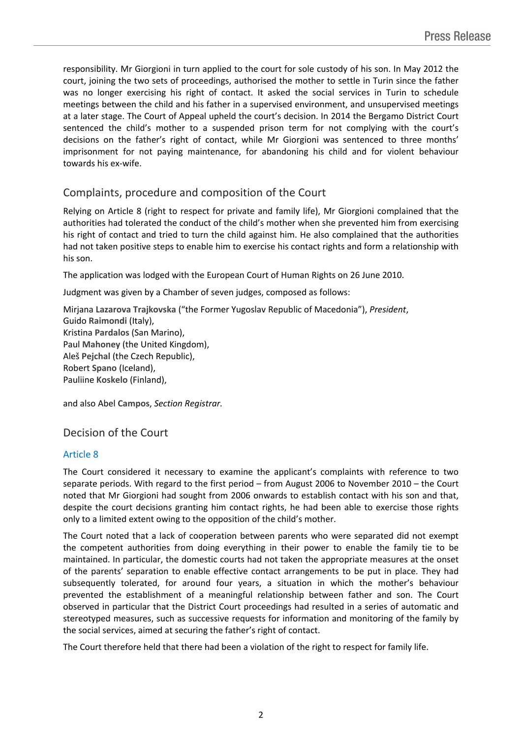responsibility. Mr Giorgioni in turn applied to the court for sole custody of his son. In May 2012 the court, joining the two sets of proceedings, authorised the mother to settle in Turin since the father was no longer exercising his right of contact. It asked the social services in Turin to schedule meetings between the child and his father in a supervised environment, and unsupervised meetings at a later stage. The Court of Appeal upheld the court's decision. In 2014 the Bergamo District Court sentenced the child's mother to a suspended prison term for not complying with the court's decisions on the father's right of contact, while Mr Giorgioni was sentenced to three months' imprisonment for not paying maintenance, for abandoning his child and for violent behaviour towards his ex-wife.

## Complaints, procedure and composition of the Court

Relying on Article 8 (right to respect for private and family life), Mr Giorgioni complained that the authorities had tolerated the conduct of the child's mother when she prevented him from exercising his right of contact and tried to turn the child against him. He also complained that the authorities had not taken positive steps to enable him to exercise his contact rights and form a relationship with his son.

The application was lodged with the European Court of Human Rights on 26 June 2010.

Judgment was given by a Chamber of seven judges, composed as follows:

Mirjana **Lazarova Trajkovska** ("the Former Yugoslav Republic of Macedonia"), *President*,
Guido **Raimondi** (Italy),
Kristina **Pardalos** (San Marino),
Paul **Mahoney** (the United Kingdom),
Aleš **Pejchal** (the Czech Republic),
Robert **Spano** (Iceland),
Pauliine **Koskelo** (Finland),

and also Abel **Campos**, *Section Registrar.*

## Decision of the Court

### Article 8

The Court considered it necessary to examine the applicant's complaints with reference to two separate periods. With regard to the first period – from August 2006 to November 2010 – the Court noted that Mr Giorgioni had sought from 2006 onwards to establish contact with his son and that, despite the court decisions granting him contact rights, he had been able to exercise those rights only to a limited extent owing to the opposition of the child's mother.

The Court noted that a lack of cooperation between parents who were separated did not exempt the competent authorities from doing everything in their power to enable the family tie to be maintained. In particular, the domestic courts had not taken the appropriate measures at the onset of the parents' separation to enable effective contact arrangements to be put in place. They had subsequently tolerated, for around four years, a situation in which the mother's behaviour prevented the establishment of a meaningful relationship between father and son. The Court observed in particular that the District Court proceedings had resulted in a series of automatic and stereotyped measures, such as successive requests for information and monitoring of the family by the social services, aimed at securing the father's right of contact.

The Court therefore held that there had been a violation of the right to respect for family life.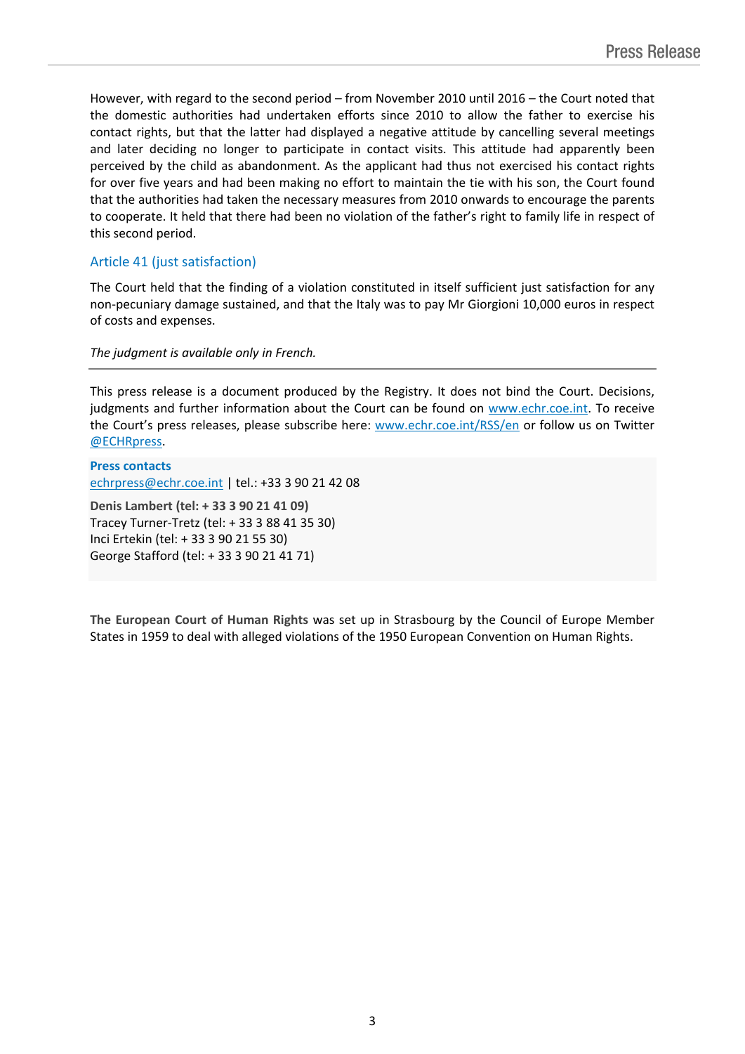However, with regard to the second period – from November 2010 until 2016 – the Court noted that the domestic authorities had undertaken efforts since 2010 to allow the father to exercise his contact rights, but that the latter had displayed a negative attitude by cancelling several meetings and later deciding no longer to participate in contact visits. This attitude had apparently been perceived by the child as abandonment. As the applicant had thus not exercised his contact rights for over five years and had been making no effort to maintain the tie with his son, the Court found that the authorities had taken the necessary measures from 2010 onwards to encourage the parents to cooperate. It held that there had been no violation of the father's right to family life in respect of this second period.

## Article 41 (just satisfaction)

The Court held that the finding of a violation constituted in itself sufficient just satisfaction for any non-pecuniary damage sustained, and that the Italy was to pay Mr Giorgioni 10,000 euros in respect of costs and expenses.

*The judgment is available only in French.*

---

This press release is a document produced by the Registry. It does not bind the Court. Decisions, judgments and further information about the Court can be found on [www.echr.coe.int](http://www.echr.coe.int). To receive the Court's press releases, please subscribe here: [www.echr.coe.int/RSS/en](http://www.echr.coe.int/RSS/en) or follow us on Twitter [@ECHRpress](https://twitter.com/ECHRpress).

**Press contacts**
[echrpress@echr.coe.int](mailto:echrpress@echr.coe.int) | tel.: +33 3 90 21 42 08

**Denis Lambert (tel: + 33 3 90 21 41 09)**
Tracey Turner-Tretz (tel: + 33 3 88 41 35 30)
Inci Ertekin (tel: + 33 3 90 21 55 30)
George Stafford (tel: + 33 3 90 21 41 71)

**The European Court of Human Rights** was set up in Strasbourg by the Council of Europe Member States in 1959 to deal with alleged violations of the 1950 European Convention on Human Rights.